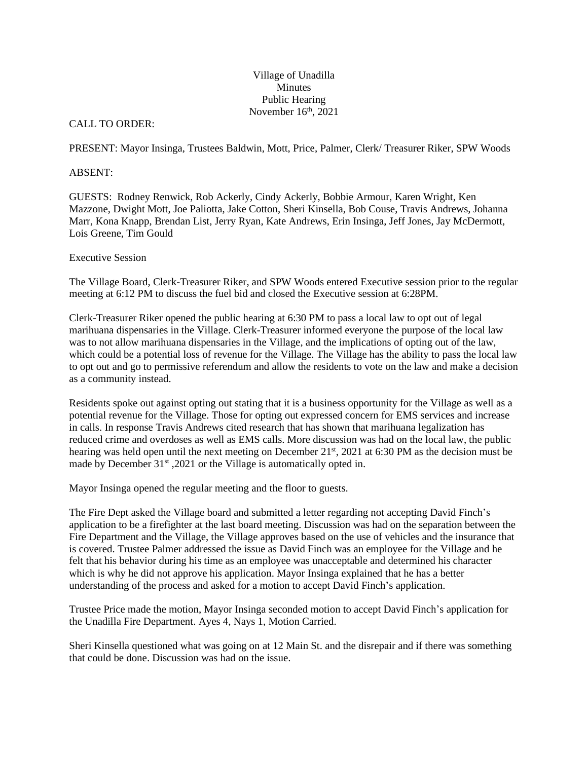Village of Unadilla
Minutes
Public Hearing
November 16th, 2021

CALL TO ORDER:

PRESENT: Mayor Insinga, Trustees Baldwin, Mott, Price, Palmer, Clerk/ Treasurer Riker, SPW Woods

ABSENT:

GUESTS: Rodney Renwick, Rob Ackerly, Cindy Ackerly, Bobbie Armour, Karen Wright, Ken Mazzone, Dwight Mott, Joe Paliotta, Jake Cotton, Sheri Kinsella, Bob Couse, Travis Andrews, Johanna Marr, Kona Knapp, Brendan List, Jerry Ryan, Kate Andrews, Erin Insinga, Jeff Jones, Jay McDermott, Lois Greene, Tim Gould

Executive Session

The Village Board, Clerk-Treasurer Riker, and SPW Woods entered Executive session prior to the regular meeting at 6:12 PM to discuss the fuel bid and closed the Executive session at 6:28PM.

Clerk-Treasurer Riker opened the public hearing at 6:30 PM to pass a local law to opt out of legal marihuana dispensaries in the Village. Clerk-Treasurer informed everyone the purpose of the local law was to not allow marihuana dispensaries in the Village, and the implications of opting out of the law, which could be a potential loss of revenue for the Village. The Village has the ability to pass the local law to opt out and go to permissive referendum and allow the residents to vote on the law and make a decision as a community instead.

Residents spoke out against opting out stating that it is a business opportunity for the Village as well as a potential revenue for the Village. Those for opting out expressed concern for EMS services and increase in calls. In response Travis Andrews cited research that has shown that marihuana legalization has reduced crime and overdoses as well as EMS calls. More discussion was had on the local law, the public hearing was held open until the next meeting on December 21st, 2021 at 6:30 PM as the decision must be made by December 31st ,2021 or the Village is automatically opted in.

Mayor Insinga opened the regular meeting and the floor to guests.

The Fire Dept asked the Village board and submitted a letter regarding not accepting David Finch's application to be a firefighter at the last board meeting. Discussion was had on the separation between the Fire Department and the Village, the Village approves based on the use of vehicles and the insurance that is covered. Trustee Palmer addressed the issue as David Finch was an employee for the Village and he felt that his behavior during his time as an employee was unacceptable and determined his character which is why he did not approve his application. Mayor Insinga explained that he has a better understanding of the process and asked for a motion to accept David Finch's application.

Trustee Price made the motion, Mayor Insinga seconded motion to accept David Finch's application for the Unadilla Fire Department. Ayes 4, Nays 1, Motion Carried.

Sheri Kinsella questioned what was going on at 12 Main St. and the disrepair and if there was something that could be done. Discussion was had on the issue.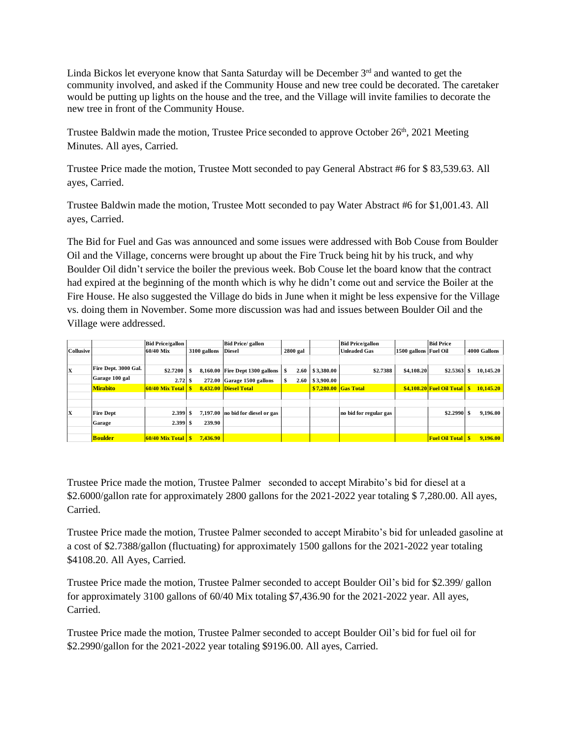Linda Bickos let everyone know that Santa Saturday will be December 3rd and wanted to get the community involved, and asked if the Community House and new tree could be decorated. The caretaker would be putting up lights on the house and the tree, and the Village will invite families to decorate the new tree in front of the Community House.

Trustee Baldwin made the motion, Trustee Price seconded to approve October 26th, 2021 Meeting Minutes. All ayes, Carried.

Trustee Price made the motion, Trustee Mott seconded to pay General Abstract #6 for $ 83,539.63. All ayes, Carried.

Trustee Baldwin made the motion, Trustee Mott seconded to pay Water Abstract #6 for $1,001.43. All ayes, Carried.

The Bid for Fuel and Gas was announced and some issues were addressed with Bob Couse from Boulder Oil and the Village, concerns were brought up about the Fire Truck being hit by his truck, and why Boulder Oil didn't service the boiler the previous week. Bob Couse let the board know that the contract had expired at the beginning of the month which is why he didn't come out and service the Boiler at the Fire House. He also suggested the Village do bids in June when it might be less expensive for the Village vs. doing them in November. Some more discussion was had and issues between Boulder Oil and the Village were addressed.

| | | Bid Price/gallon | | Bid Price/ gallon | | | Bid Price/gallon | | Bid Price | |
|---|---|---|---|---|---|---|---|---|---|---|
| Collusive | | 60/40 Mix | 3100 gallons | Diesel | 2800 gal | | Unleaded Gas | 1500 gallons | Fuel Oil | 4000 Gallons |
| X | Fire Dept. 3000 Gal. | $2.7200 | $ 8,160.00 | Fire Dept 1300 gallons | $ 2.60 | $ 3,380.00 | $2.7388 | $4,108.20 | $2.5363 | $ 10,145.20 |
| | Garage 100 gal | 2.72 | $ 272.00 | Garage 1500 gallons | $ 2.60 | $ 3,900.00 | | | | |
| | **Mirabito** | **60/40 Mix Total** | **$ 8,432.00** | **Diesel Total** | | **$ 7,280.00** | **Gas Total** | **$4,108.20** | **Fuel Oil Total** | **$ 10,145.20** |
| X | Fire Dept | 2.399 | $ 7,197.00 | no bid for diesel or gas | | | no bid for regular gas | | $2.2990 | $ 9,196.00 |
| | Garage | 2.399 | $ 239.90 | | | | | | | |
| | **Boulder** | **60/40 Mix Total** | **$ 7,436.90** | | | | | | **Fuel Oil Total** | **$ 9,196.00** |

Trustee Price made the motion, Trustee Palmer seconded to accept Mirabito's bid for diesel at a $2.6000/gallon rate for approximately 2800 gallons for the 2021-2022 year totaling $ 7,280.00. All ayes, Carried.

Trustee Price made the motion, Trustee Palmer seconded to accept Mirabito's bid for unleaded gasoline at a cost of $2.7388/gallon (fluctuating) for approximately 1500 gallons for the 2021-2022 year totaling $4108.20. All Ayes, Carried.

Trustee Price made the motion, Trustee Palmer seconded to accept Boulder Oil's bid for $2.399/ gallon for approximately 3100 gallons of 60/40 Mix totaling $7,436.90 for the 2021-2022 year. All ayes, Carried.

Trustee Price made the motion, Trustee Palmer seconded to accept Boulder Oil's bid for fuel oil for $2.2990/gallon for the 2021-2022 year totaling $9196.00. All ayes, Carried.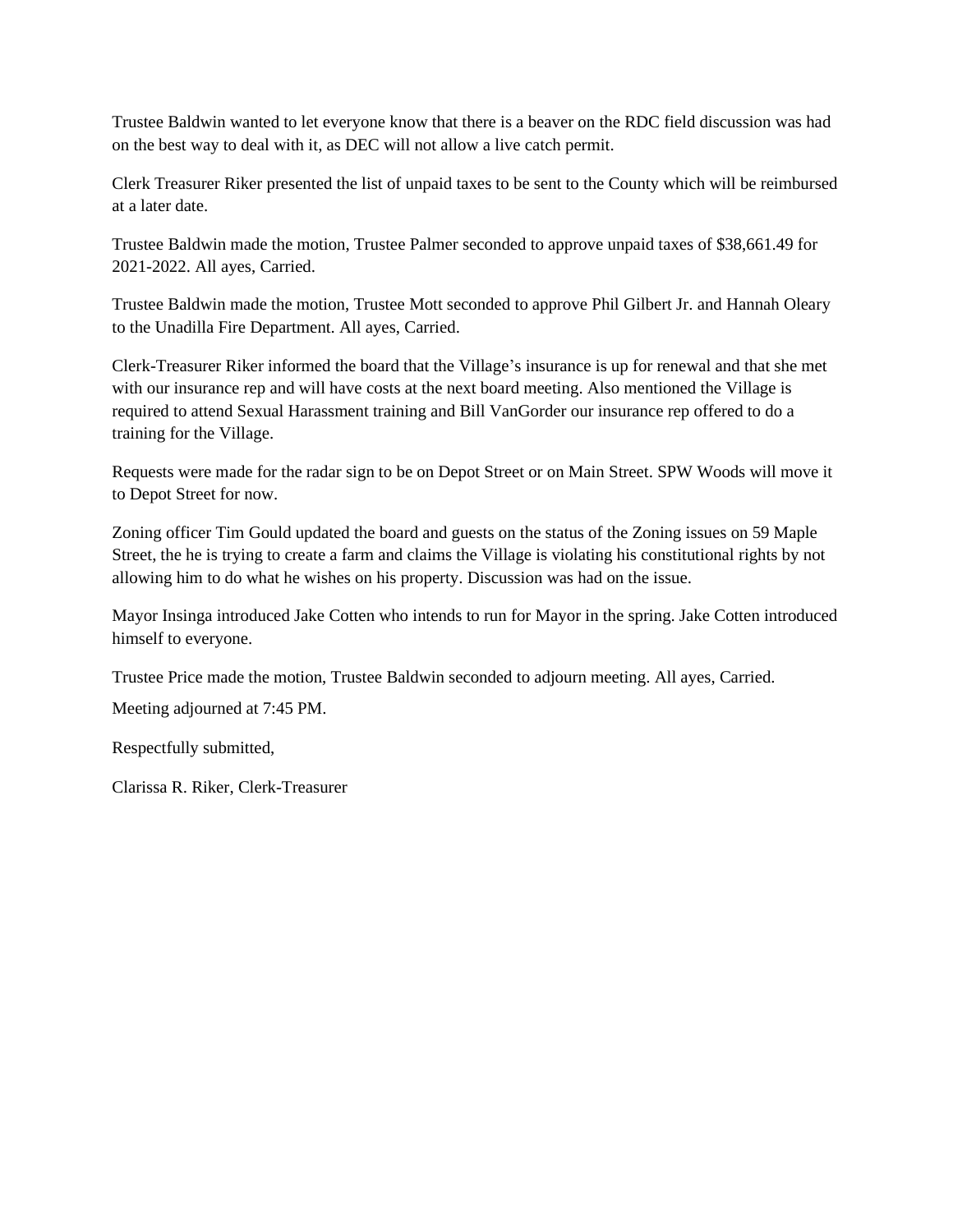Trustee Baldwin wanted to let everyone know that there is a beaver on the RDC field discussion was had on the best way to deal with it, as DEC will not allow a live catch permit.

Clerk Treasurer Riker presented the list of unpaid taxes to be sent to the County which will be reimbursed at a later date.

Trustee Baldwin made the motion, Trustee Palmer seconded to approve unpaid taxes of $38,661.49 for 2021-2022. All ayes, Carried.

Trustee Baldwin made the motion, Trustee Mott seconded to approve Phil Gilbert Jr. and Hannah Oleary to the Unadilla Fire Department. All ayes, Carried.

Clerk-Treasurer Riker informed the board that the Village's insurance is up for renewal and that she met with our insurance rep and will have costs at the next board meeting. Also mentioned the Village is required to attend Sexual Harassment training and Bill VanGorder our insurance rep offered to do a training for the Village.

Requests were made for the radar sign to be on Depot Street or on Main Street. SPW Woods will move it to Depot Street for now.

Zoning officer Tim Gould updated the board and guests on the status of the Zoning issues on 59 Maple Street, the he is trying to create a farm and claims the Village is violating his constitutional rights by not allowing him to do what he wishes on his property. Discussion was had on the issue.

Mayor Insinga introduced Jake Cotten who intends to run for Mayor in the spring. Jake Cotten introduced himself to everyone.

Trustee Price made the motion, Trustee Baldwin seconded to adjourn meeting. All ayes, Carried.

Meeting adjourned at 7:45 PM.

Respectfully submitted,

Clarissa R. Riker, Clerk-Treasurer